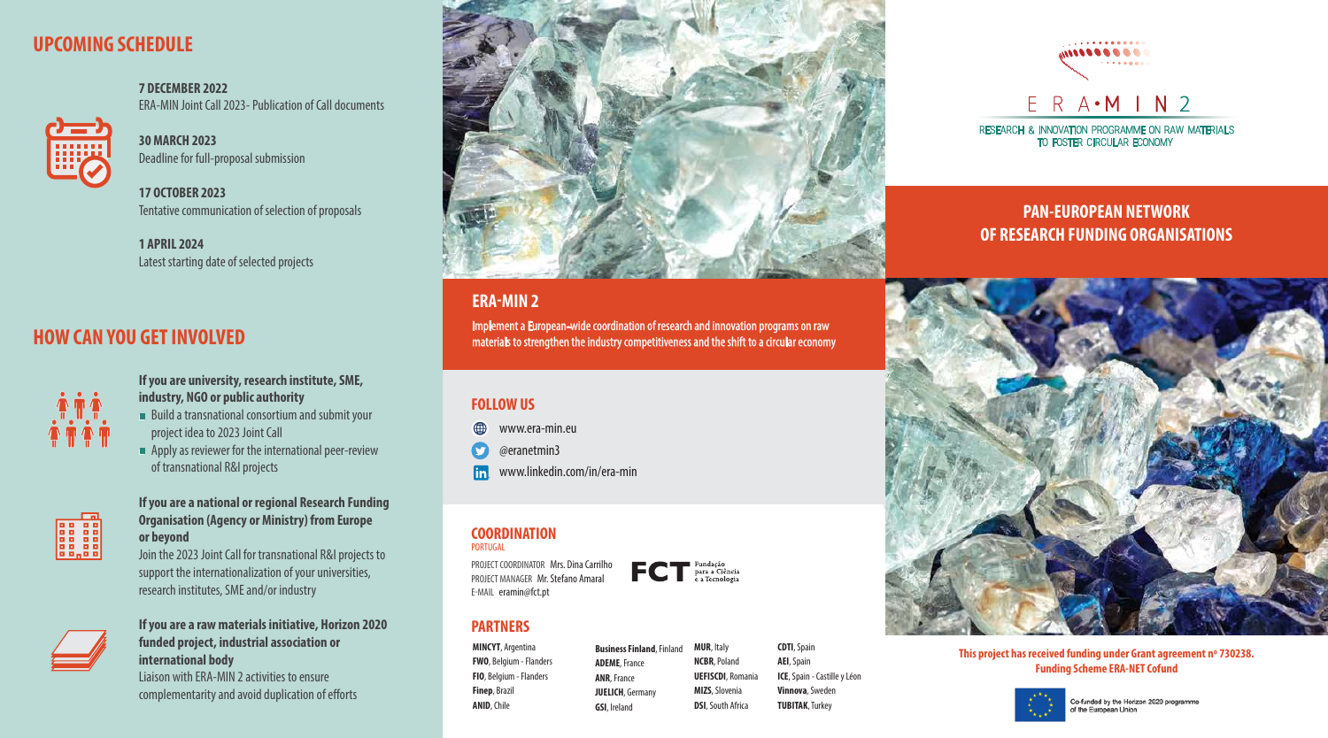## UPCOMING SCHEDULE

**7 DECEMBER 2022**
ERA-MIN Joint Call 2023- Publication of Call documents

**30 MARCH 2023**
Deadline for full-proposal submission

**17 OCTOBER 2023**
Tentative communication of selection of proposals

**1 APRIL 2024**
Latest starting date of selected projects

## HOW CAN YOU GET INVOLVED

**If you are university, research institute, SME, industry, NGO or public authority**

- Build a transnational consortium and submit your project idea to 2023 Joint Call
- Apply as reviewer for the international peer-review of transnational R&I projects

**If you are a national or regional Research Funding Organisation (Agency or Ministry) from Europe or beyond**

Join the 2023 Joint Call for transnational R&I projects to support the internationalization of your universities, research institutes, SME and/or industry

**If you are a raw materials initiative, Horizon 2020 funded project, industrial association or international body**

Liaison with ERA-MIN 2 activities to ensure complementarity and avoid duplication of efforts

## ERA-MIN 2

Implement a European-wide coordination of research and innovation programs on raw materials to strengthen the industry competitiveness and the shift to a circular economy

## FOLLOW US

- www.era-min.eu
- @eranetmin3
- www.linkedin.com/in/era-min

## COORDINATION

PORTUGAL

PROJECT COORDINATOR Mrs. Dina Carrilho
PROJECT MANAGER Mr. Stefano Amaral
E-MAIL eramin@fct.pt

FCT Fundação para a Ciência e a Tecnologia

## PARTNERS

**MINCYT**, Argentina
**FWO**, Belgium - Flanders
**FIO**, Belgium - Flanders
**Finep**, Brazil
**ANID**, Chile
**Business Finland**, Finland
**ADEME**, France
**ANR**, France
**JUELICH**, Germany
**GSI**, Ireland
**MUR**, Italy
**NCBR**, Poland
**UEFISCDI**, Romania
**MIZS**, Slovenia
**DSI**, South Africa
**CDTI**, Spain
**AEI**, Spain
**ICE**, Spain - Castille y Léon
**Vinnova**, Sweden
**TUBITAK**, Turkey

# ERA•MIN 2

RESEARCH & INNOVATION PROGRAMME ON RAW MATERIALS TO FOSTER CIRCULAR ECONOMY

## PAN-EUROPEAN NETWORK OF RESEARCH FUNDING ORGANISATIONS

**This project has received funding under Grant agreement nº 730238. Funding Scheme ERA-NET Cofund**

Co-funded by the Horizon 2020 programme of the European Union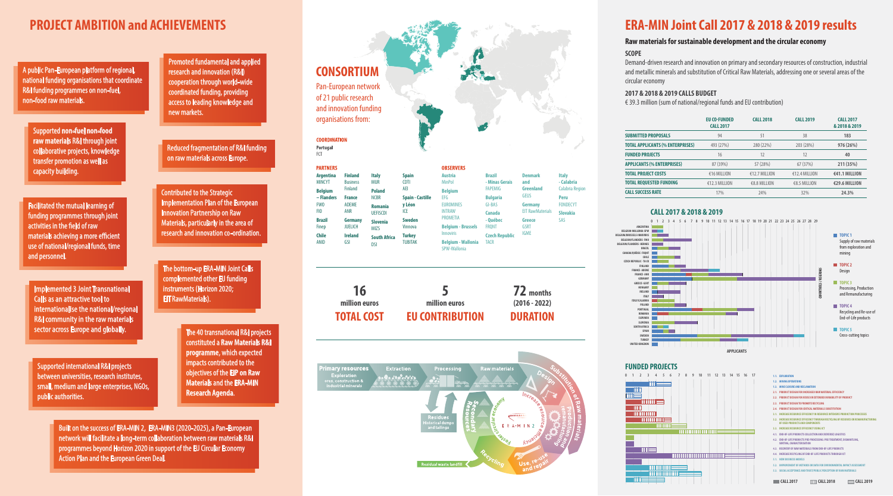# PROJECT AMBITION and ACHIEVEMENTS

A public Pan-European platform of regional, national funding organisations that coordinate R&I funding programmes on non-fuel, non-food raw materials.

Promoted fundamental and applied research and innovation (R&I) cooperation through world-wide coordinated funding, providing access to leading knowledge and new markets.

Supported non-fuel non-food raw materials R&I through joint collaborative projects, knowledge transfer promotion as well as capacity building.

Reduced fragmentation of R&I funding on raw materials across Europe.

Facilitated the mutual learning of funding programmes through joint activities in the field of raw materials achieving a more efficient use of national/regional funds, time and personnel.

Contributed to the Strategic Implementation Plan of the European Innovation Partnership on Raw Materials, particularly in the area of research and innovation co-ordination.

Implemented 3 Joint Transnational Calls as an attractive tool to internationalise the national/regional R&I community in the raw materials sector across Europe and globally.

The bottom-up ERA-MIN Joint Calls complemented other EU funding instruments (Horizon 2020; EIT RawMaterials).

Supported international R&I projects between universities, research institutes, small, medium and large enterprises, NGOs, public authorities.

The 40 transnational R&I projects constituted a Raw Materials R&I programme, which expected impacts contributed to the objectives of the EIP on Raw Materials and the ERA-MIN Research Agenda.

Built on the success of ERA-MIN 2, ERA-MIN3 (2020-2025), a Pan-European network will facilitate a long-term collaboration between raw materials R&I programmes beyond Horizon 2020 in support of the EU Circular Economy Action Plan and the European Green Deal.

# CONSORTIUM

Pan-European network of 21 public research and innovation funding organisations from:

**COORDINATION**

**Portugal**
FCT

**PARTNERS**

**Argentina** MINCYT
**Belgium – Flanders** FWO, FIO
**Brazil** Finep
**Chile** ANID
**Finland** Business Finland
**France** ADEME, ANR
**Germany** JUELICH
**Ireland** GSI
**Italy** MUR
**Poland** NCBR
**Romania** UEFISCDI
**Slovenia** MIZS
**South Africa** DSI
**Spain** CDTI, AEI
**Spain - Castille y Léon** ICE
**Sweden** Vinnova
**Turkey** TUBITAK

**OBSERVERS**

**Austria** MinPol
**Belgium** EFG, EUROMINES, INTRAW, PROMETIA
**Belgium - Brussels** Innoviris
**Belgium - Wallonia** SPW-Wallonia
**Brazil - Minas Gerais** FAPEMIG
**Bulgaria** GI-BAS
**Canada - Québec** FRQNT
**Czech Republic** TACR
**Denmark and Greenland** GEUS
**Germany** EIT RawMaterials
**Greece** GSRT, IGME
**Italy - Calabria** Calabria Region
**Peru** FONDECYT
**Slovakia** SAS

**16** million euros
**TOTAL COST**

**5** million euros
**EU CONTRIBUTION**

**72** months (2016 - 2022)
**DURATION**

Primary resources
Exploration
ores, construction & industrial minerals
Extraction
Processing
Raw materials
Design
Substitution of Raw materials
Production and remanufacturing
Increase resource efficiency
Use, re-use and repair
Recycling
Foster circular economy
Secondary Resources
Residues
Historical dumps and tailings
Residual waste landfill
ERA-MIN 2

# ERA-MIN Joint Call 2017 & 2018 & 2019 results

## Raw materials for sustainable development and the circular economy

**SCOPE**

Demand-driven research and innovation on primary and secondary resources of construction, industrial and metallic minerals and substitution of Critical Raw Materials, addressing one or several areas of the circular economy

**2017 & 2018 & 2019 CALLS BUDGET**

€ 39.3 million (sum of national/regional funds and EU contribution)

| | EU CO-FUNDED CALL 2017 | CALL 2018 | CALL 2019 | CALL 2017 & 2018 & 2019 |
|---|---|---|---|---|
| SUBMITTED PROPOSALS | 94 | 51 | 38 | 183 |
| TOTAL APPLICANTS (% ENTERPRISES) | 493 (27%) | 280 (22%) | 203 (28%) | 976 (26%) |
| FUNDED PROJECTS | 16 | 12 | 12 | 40 |
| APPLICANTS (% ENTERPRISES) | 87 (39%) | 57 (28%) | 67 (37%) | 211 (35%) |
| TOTAL PROJECT COSTS | €16 MILLION | €12.7 MILLION | €12.4 MILLION | €41.1 MILLION |
| TOTAL REQUESTED FUNDING | €12.3 MILLION | €8.8 MILLION | €8.5 MILLION | €29.6 MILLION |
| CALL SUCCESS RATE | 17% | 24% | 32% | 24.3% |

## CALL 2017 & 2018 & 2019

0 1 2 3 4 5 6 7 8 9 10 11 12 13 14 15 16 17 18 19 20 21 22 23 24 25 26 27 28 29

ARGENTINA
BELGIUM-WALLONIA-SPW
BELGIUM/BRUSSELS-INNOVIRIS
BELGIUM/FLANDERS-FWO
BELGIUM/FLANDERS-HERMES
BRAZIL
CANADA/QUÉBEC-FRQNT
CHILE
CZECH REPUBLIC-TA CR
FINLAND
FRANCE-ADEME
FRANCE-ANR
GERMANY
GREECE-GSRT
HUNGARY
IRELAND
ITALY
ITALY/CALABRIA
POLAND
PORTUGAL
ROMANIA
SLOVAKIA
SLOVENIA
SOUTH AFRICA
SPAIN
SWEDEN
TURKEY
UNITED KINGDOM

COUNTRIES / REGIONS

APPLICANTS

TOPIC 1 Supply of raw materials from exploration and mining
TOPIC 2 Design
TOPIC 3 Processing, Production and Remanufacturing
TOPIC 4 Recycling and Re-use of End-of-Life products
TOPIC 5 Cross-cutting topics

## FUNDED PROJECTS

0 1 2 3 4 5 6 7 8 9 10 11 12 13 14 15 16 17

1.1. EXPLORATION
1.2. MINING OPERATIONS
1.3. MINE CLOSURE AND RECLAMATION
2.1. PRODUCT DESIGN FOR INCREASED RAW MATERIAL EFFICIENCY
2.2. PRODUCT DESIGN FOR REUSE OR EXTENDED DURABILITY OF PRODUCT
2.3. PRODUCT DESIGN TO PROMOTE RECYCLING
2.4. PRODUCT DESIGN FOR CRITICAL MATERIALS SUBSTITUTION
3.1. INCREASE RESOURCE EFFICIENCY IN RESOURCE INTENSIVE PRODUCTION PROCESSES
3.2. INCREASE RESOURCE EFFICIENCY THROUGH RECYCLING OF RESIDUES OR REMANUFACTURING OF USED PRODUCTS AND COMPONENTS
3.3. INCREASE RESOURCE EFFICIENCY USING ICT
4.1. END-OF-LIFE PRODUCTS COLLECTION AND (REVERSE) LOGISTICS
4.2. END-OF-LIFE PRODUCTS PRE-PROCESSING: PRE-TREATMENT, DISMANTLING, SORTING, CHARACTERISATION
4.3. RECOVERY OF RAW MATERIALS FROM END-OF-LIFE PRODUCTS
4.4. INCREASED RECYCLING OF END-OF-LIFE PRODUCTS THROUGH ICT
5.1. NEW BUSINESS MODELS
5.2. IMPROVEMENT OF METHODS OR DATA FOR ENVIRONMENTAL IMPACT ASSESSMENT
5.3. SOCIAL ACCEPTANCE AND TRUST/PUBLIC PERCEPTION OF RAW MATERIALS

CALL 2017 CALL 2018 CALL 2019